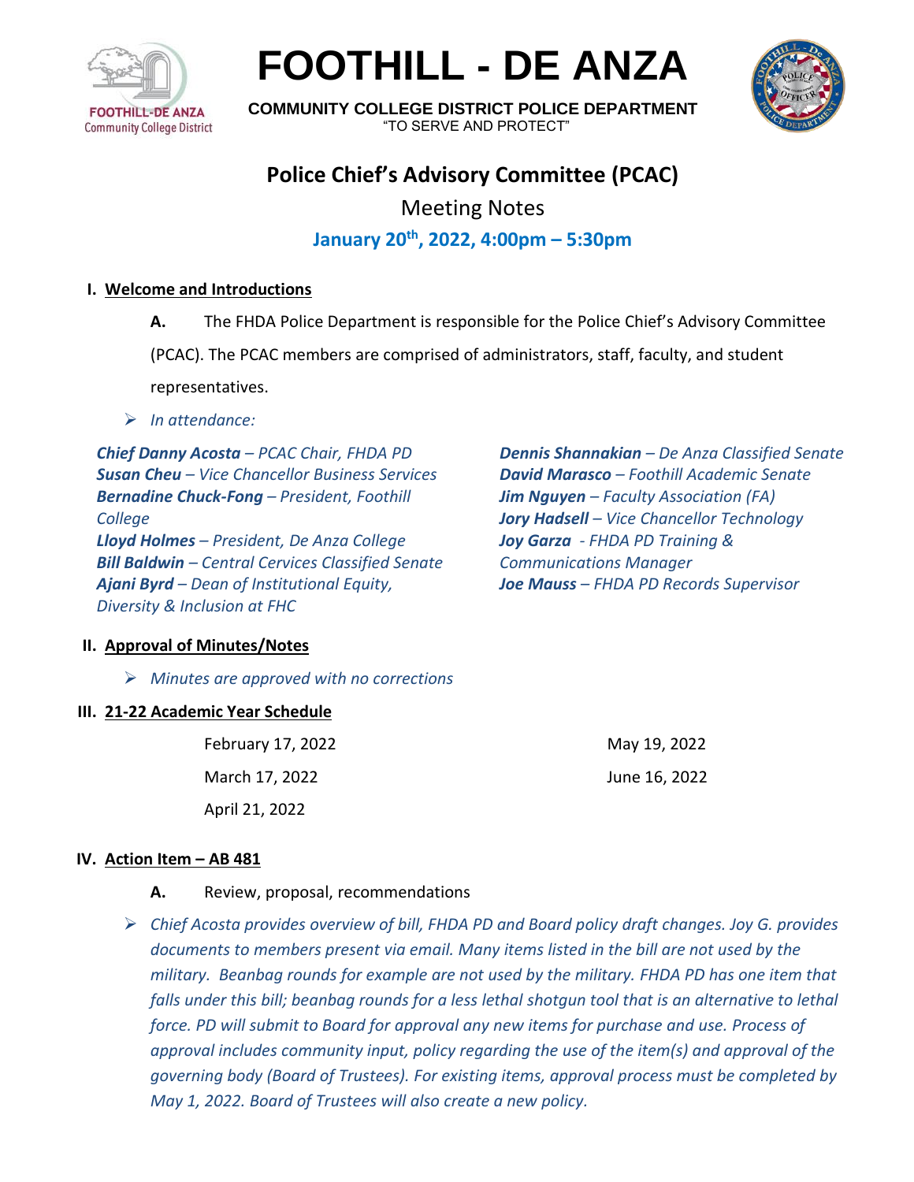# FOOTHILL - DE ANZA

**COMMUNITY COLLEGE DISTRICT POLICE DEPARTMENT**
"TO SERVE AND PROTECT"

## Police Chief's Advisory Committee (PCAC)

Meeting Notes

**January 20th, 2022, 4:00pm – 5:30pm**

### I. Welcome and Introductions

**A.** The FHDA Police Department is responsible for the Police Chief's Advisory Committee (PCAC). The PCAC members are comprised of administrators, staff, faculty, and student representatives.

- *In attendance:*

***Chief Danny Acosta** – PCAC Chair, FHDA PD*
***Susan Cheu** – Vice Chancellor Business Services*
***Bernadine Chuck-Fong** – President, Foothill College*
***Lloyd Holmes** – President, De Anza College*
***Bill Baldwin** – Central Cervices Classified Senate*
***Ajani Byrd** – Dean of Institutional Equity, Diversity & Inclusion at FHC*
***Dennis Shannakian** – De Anza Classified Senate*
***David Marasco** – Foothill Academic Senate*
***Jim Nguyen** – Faculty Association (FA)*
***Jory Hadsell** – Vice Chancellor Technology*
***Joy Garza** - FHDA PD Training & Communications Manager*
***Joe Mauss** – FHDA PD Records Supervisor*

### II. Approval of Minutes/Notes

- *Minutes are approved with no corrections*

### III. 21-22 Academic Year Schedule

February 17, 2022
March 17, 2022
April 21, 2022
May 19, 2022
June 16, 2022

### IV. Action Item – AB 481

**A.** Review, proposal, recommendations

- *Chief Acosta provides overview of bill, FHDA PD and Board policy draft changes. Joy G. provides documents to members present via email. Many items listed in the bill are not used by the military. Beanbag rounds for example are not used by the military. FHDA PD has one item that falls under this bill; beanbag rounds for a less lethal shotgun tool that is an alternative to lethal force. PD will submit to Board for approval any new items for purchase and use. Process of approval includes community input, policy regarding the use of the item(s) and approval of the governing body (Board of Trustees). For existing items, approval process must be completed by May 1, 2022. Board of Trustees will also create a new policy.*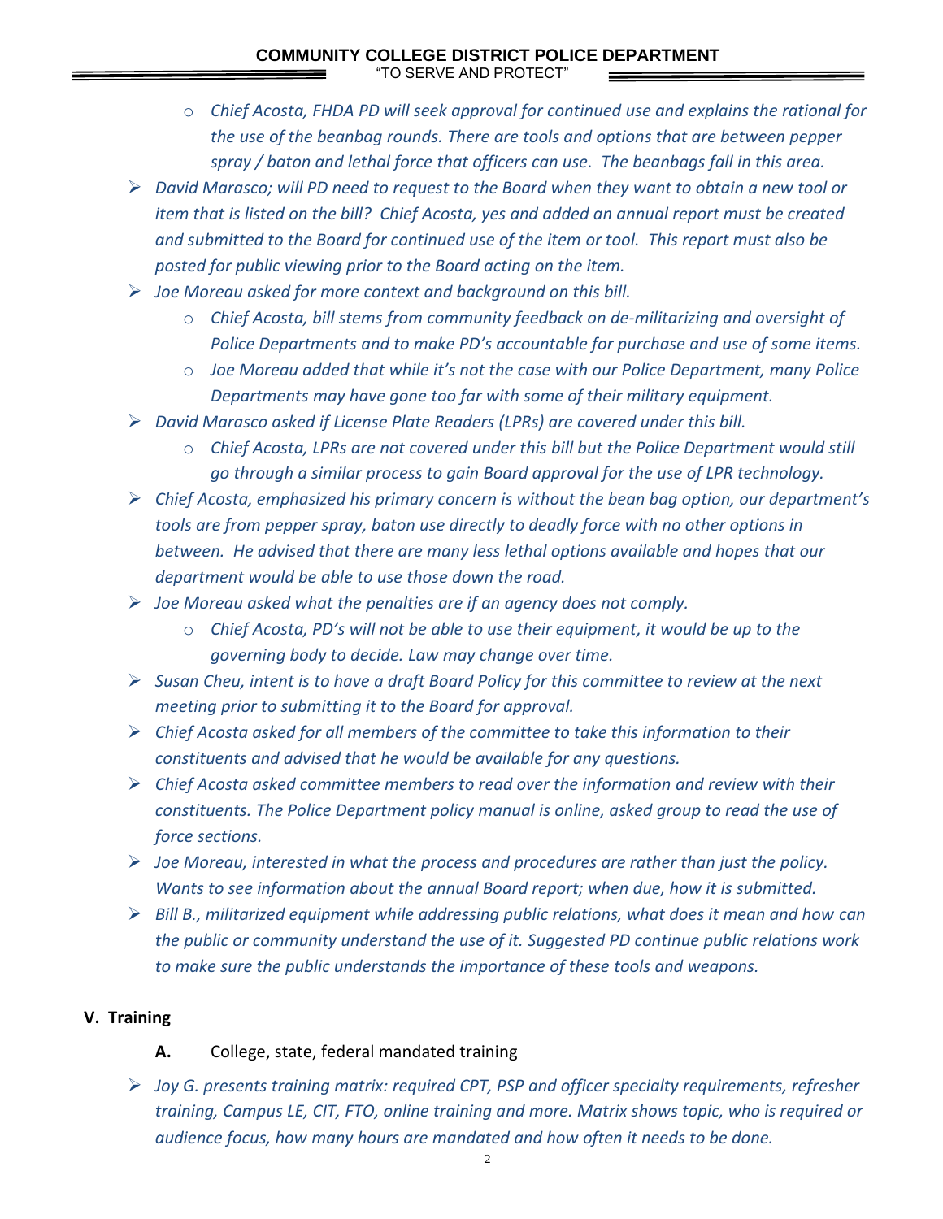- *Chief Acosta, FHDA PD will seek approval for continued use and explains the rational for the use of the beanbag rounds. There are tools and options that are between pepper spray / baton and lethal force that officers can use. The beanbags fall in this area.*
- *David Marasco; will PD need to request to the Board when they want to obtain a new tool or item that is listed on the bill? Chief Acosta, yes and added an annual report must be created and submitted to the Board for continued use of the item or tool. This report must also be posted for public viewing prior to the Board acting on the item.*
- *Joe Moreau asked for more context and background on this bill.*
  - *Chief Acosta, bill stems from community feedback on de-militarizing and oversight of Police Departments and to make PD's accountable for purchase and use of some items.*
  - *Joe Moreau added that while it's not the case with our Police Department, many Police Departments may have gone too far with some of their military equipment.*
- *David Marasco asked if License Plate Readers (LPRs) are covered under this bill.*
  - *Chief Acosta, LPRs are not covered under this bill but the Police Department would still go through a similar process to gain Board approval for the use of LPR technology.*
- *Chief Acosta, emphasized his primary concern is without the bean bag option, our department's tools are from pepper spray, baton use directly to deadly force with no other options in between. He advised that there are many less lethal options available and hopes that our department would be able to use those down the road.*
- *Joe Moreau asked what the penalties are if an agency does not comply.*
  - *Chief Acosta, PD's will not be able to use their equipment, it would be up to the governing body to decide. Law may change over time.*
- *Susan Cheu, intent is to have a draft Board Policy for this committee to review at the next meeting prior to submitting it to the Board for approval.*
- *Chief Acosta asked for all members of the committee to take this information to their constituents and advised that he would be available for any questions.*
- *Chief Acosta asked committee members to read over the information and review with their constituents. The Police Department policy manual is online, asked group to read the use of force sections.*
- *Joe Moreau, interested in what the process and procedures are rather than just the policy. Wants to see information about the annual Board report; when due, how it is submitted.*
- *Bill B., militarized equipment while addressing public relations, what does it mean and how can the public or community understand the use of it. Suggested PD continue public relations work to make sure the public understands the importance of these tools and weapons.*

## V. Training

**A.** College, state, federal mandated training

- *Joy G. presents training matrix: required CPT, PSP and officer specialty requirements, refresher training, Campus LE, CIT, FTO, online training and more. Matrix shows topic, who is required or audience focus, how many hours are mandated and how often it needs to be done.*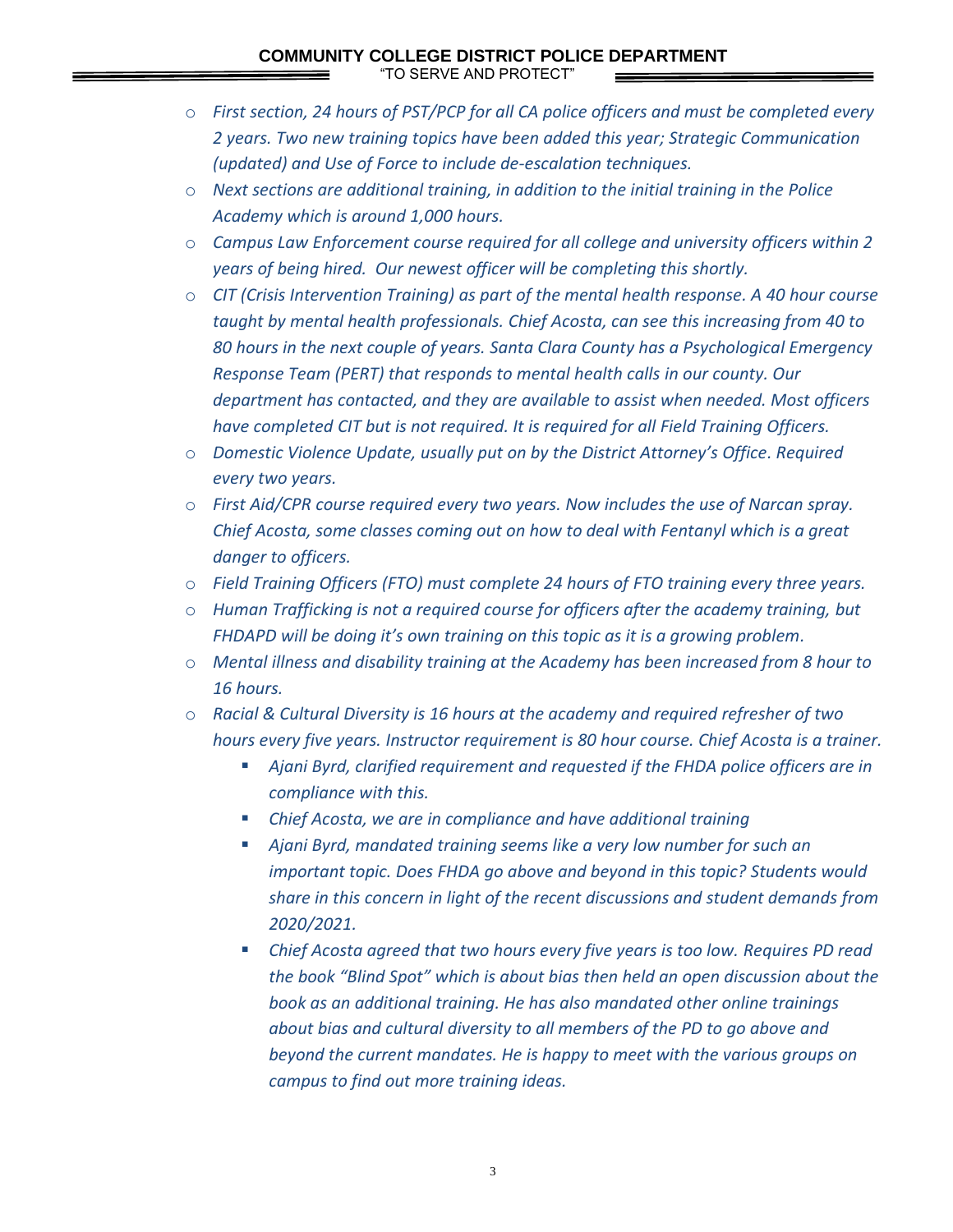- *First section, 24 hours of PST/PCP for all CA police officers and must be completed every 2 years. Two new training topics have been added this year; Strategic Communication (updated) and Use of Force to include de-escalation techniques.*
- *Next sections are additional training, in addition to the initial training in the Police Academy which is around 1,000 hours.*
- *Campus Law Enforcement course required for all college and university officers within 2 years of being hired. Our newest officer will be completing this shortly.*
- *CIT (Crisis Intervention Training) as part of the mental health response. A 40 hour course taught by mental health professionals. Chief Acosta, can see this increasing from 40 to 80 hours in the next couple of years. Santa Clara County has a Psychological Emergency Response Team (PERT) that responds to mental health calls in our county. Our department has contacted, and they are available to assist when needed. Most officers have completed CIT but is not required. It is required for all Field Training Officers.*
- *Domestic Violence Update, usually put on by the District Attorney's Office. Required every two years.*
- *First Aid/CPR course required every two years. Now includes the use of Narcan spray. Chief Acosta, some classes coming out on how to deal with Fentanyl which is a great danger to officers.*
- *Field Training Officers (FTO) must complete 24 hours of FTO training every three years.*
- *Human Trafficking is not a required course for officers after the academy training, but FHDAPD will be doing it's own training on this topic as it is a growing problem.*
- *Mental illness and disability training at the Academy has been increased from 8 hour to 16 hours.*
- *Racial & Cultural Diversity is 16 hours at the academy and required refresher of two hours every five years. Instructor requirement is 80 hour course. Chief Acosta is a trainer.*
  - *Ajani Byrd, clarified requirement and requested if the FHDA police officers are in compliance with this.*
  - *Chief Acosta, we are in compliance and have additional training*
  - *Ajani Byrd, mandated training seems like a very low number for such an important topic. Does FHDA go above and beyond in this topic? Students would share in this concern in light of the recent discussions and student demands from 2020/2021.*
  - *Chief Acosta agreed that two hours every five years is too low. Requires PD read the book "Blind Spot" which is about bias then held an open discussion about the book as an additional training. He has also mandated other online trainings about bias and cultural diversity to all members of the PD to go above and beyond the current mandates. He is happy to meet with the various groups on campus to find out more training ideas.*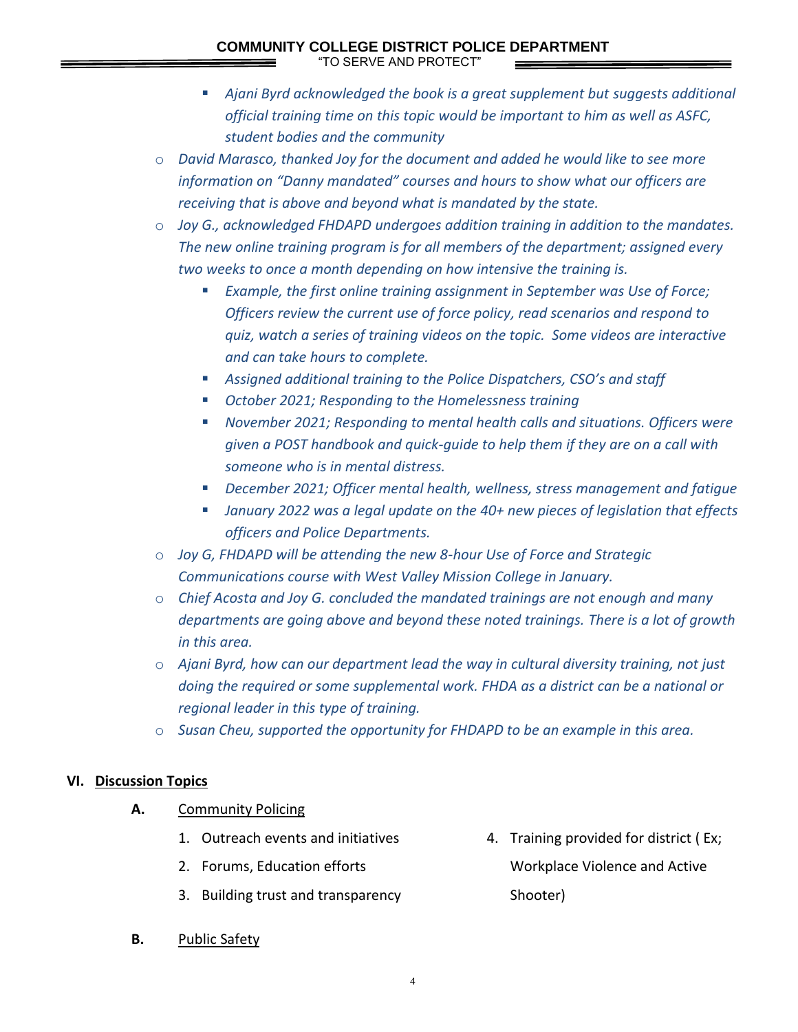- *Ajani Byrd acknowledged the book is a great supplement but suggests additional official training time on this topic would be important to him as well as ASFC, student bodies and the community*
  - *David Marasco, thanked Joy for the document and added he would like to see more information on "Danny mandated" courses and hours to show what our officers are receiving that is above and beyond what is mandated by the state.*
  - *Joy G., acknowledged FHDAPD undergoes addition training in addition to the mandates. The new online training program is for all members of the department; assigned every two weeks to once a month depending on how intensive the training is.*
    - *Example, the first online training assignment in September was Use of Force; Officers review the current use of force policy, read scenarios and respond to quiz, watch a series of training videos on the topic. Some videos are interactive and can take hours to complete.*
    - *Assigned additional training to the Police Dispatchers, CSO's and staff*
    - *October 2021; Responding to the Homelessness training*
    - *November 2021; Responding to mental health calls and situations. Officers were given a POST handbook and quick-guide to help them if they are on a call with someone who is in mental distress.*
    - *December 2021; Officer mental health, wellness, stress management and fatigue*
    - *January 2022 was a legal update on the 40+ new pieces of legislation that effects officers and Police Departments.*
  - *Joy G, FHDAPD will be attending the new 8-hour Use of Force and Strategic Communications course with West Valley Mission College in January.*
  - *Chief Acosta and Joy G. concluded the mandated trainings are not enough and many departments are going above and beyond these noted trainings. There is a lot of growth in this area.*
  - *Ajani Byrd, how can our department lead the way in cultural diversity training, not just doing the required or some supplemental work. FHDA as a district can be a national or regional leader in this type of training.*
  - *Susan Cheu, supported the opportunity for FHDAPD to be an example in this area.*

## VI. Discussion Topics

**A.** Community Policing

1. Outreach events and initiatives
2. Forums, Education efforts
3. Building trust and transparency
4. Training provided for district ( Ex; Workplace Violence and Active Shooter)

**B.** Public Safety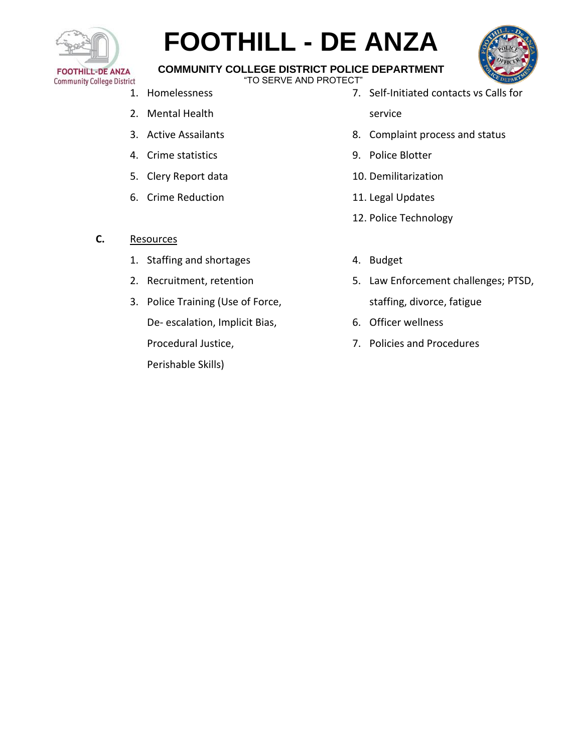1. Homelessness
2. Mental Health
3. Active Assailants
4. Crime statistics
5. Clery Report data
6. Crime Reduction
7. Self-Initiated contacts vs Calls for service
8. Complaint process and status
9. Police Blotter
10. Demilitarization
11. Legal Updates
12. Police Technology

**C.** <u>Resources</u>

1. Staffing and shortages
2. Recruitment, retention
3. Police Training (Use of Force, De- escalation, Implicit Bias, Procedural Justice, Perishable Skills)
4. Budget
5. Law Enforcement challenges; PTSD, staffing, divorce, fatigue
6. Officer wellness
7. Policies and Procedures